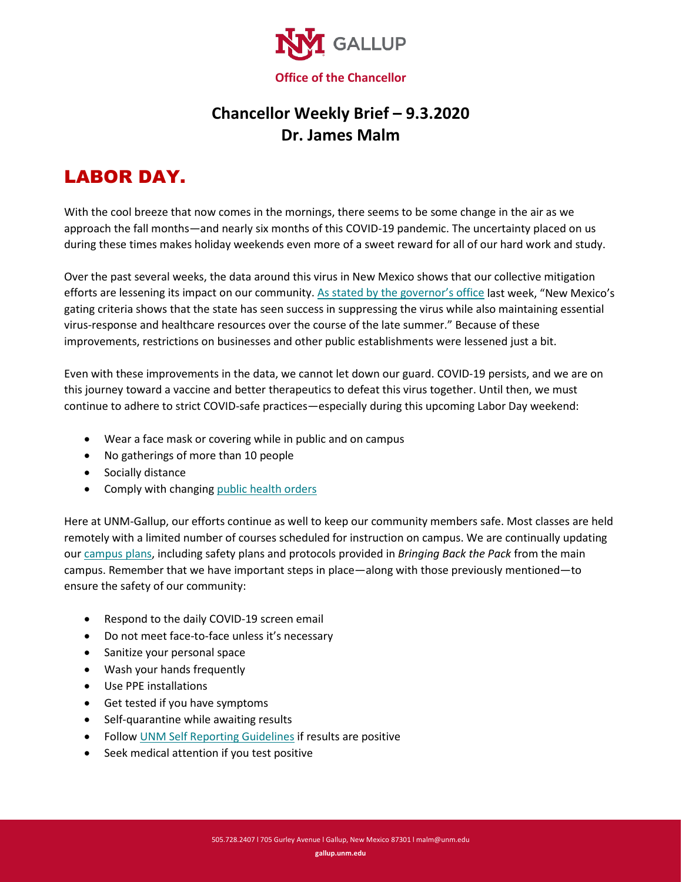UNM GALLUP

**Office of the Chancellor**

# Chancellor Weekly Brief – 9.3.2020
# Dr. James Malm

## LABOR DAY.

With the cool breeze that now comes in the mornings, there seems to be some change in the air as we approach the fall months—and nearly six months of this COVID-19 pandemic. The uncertainty placed on us during these times makes holiday weekends even more of a sweet reward for all of our hard work and study.

Over the past several weeks, the data around this virus in New Mexico shows that our collective mitigation efforts are lessening its impact on our community. As stated by the governor's office last week, "New Mexico's gating criteria shows that the state has seen success in suppressing the virus while also maintaining essential virus-response and healthcare resources over the course of the late summer." Because of these improvements, restrictions on businesses and other public establishments were lessened just a bit.

Even with these improvements in the data, we cannot let down our guard. COVID-19 persists, and we are on this journey toward a vaccine and better therapeutics to defeat this virus together. Until then, we must continue to adhere to strict COVID-safe practices—especially during this upcoming Labor Day weekend:

- Wear a face mask or covering while in public and on campus
- No gatherings of more than 10 people
- Socially distance
- Comply with changing public health orders

Here at UNM-Gallup, our efforts continue as well to keep our community members safe. Most classes are held remotely with a limited number of courses scheduled for instruction on campus. We are continually updating our campus plans, including safety plans and protocols provided in *Bringing Back the Pack* from the main campus. Remember that we have important steps in place—along with those previously mentioned—to ensure the safety of our community:

- Respond to the daily COVID-19 screen email
- Do not meet face-to-face unless it's necessary
- Sanitize your personal space
- Wash your hands frequently
- Use PPE installations
- Get tested if you have symptoms
- Self-quarantine while awaiting results
- Follow UNM Self Reporting Guidelines if results are positive
- Seek medical attention if you test positive

505.728.2407 l 705 Gurley Avenue l Gallup, New Mexico 87301 l malm@unm.edu

gallup.unm.edu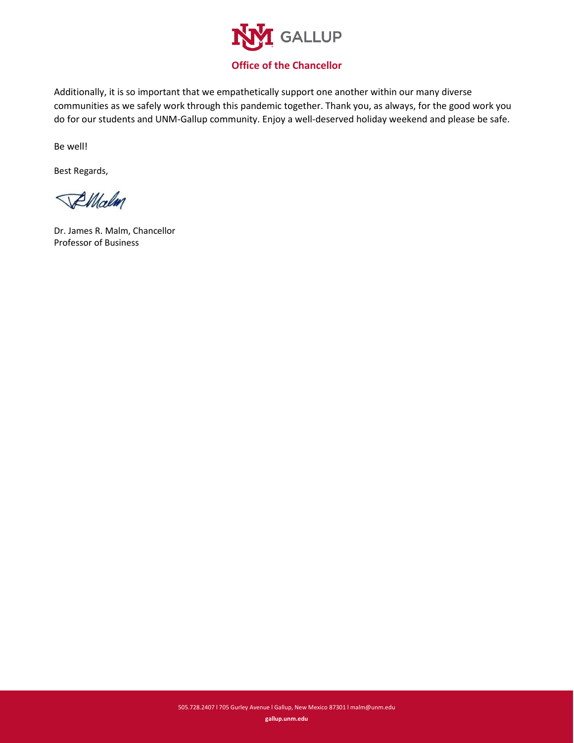Additionally, it is so important that we empathetically support one another within our many diverse communities as we safely work through this pandemic together. Thank you, as always, for the good work you do for our students and UNM-Gallup community. Enjoy a well-deserved holiday weekend and please be safe.

Be well!

Best Regards,

Dr. James R. Malm, Chancellor
Professor of Business